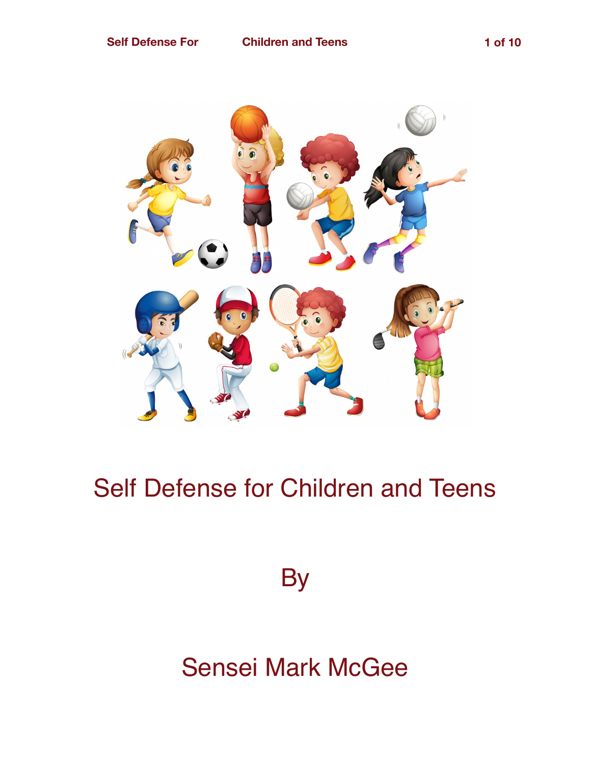# Self Defense for Children and Teens

By

Sensei Mark McGee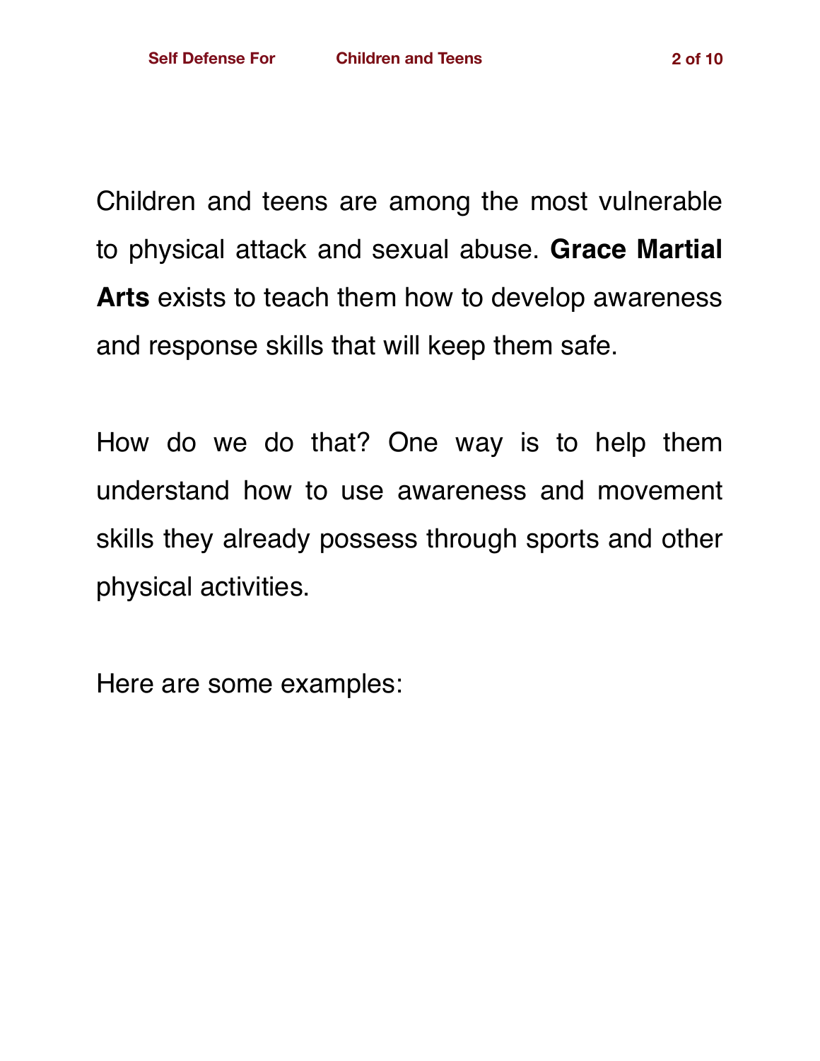Children and teens are among the most vulnerable to physical attack and sexual abuse. **Grace Martial Arts** exists to teach them how to develop awareness and response skills that will keep them safe.

How do we do that? One way is to help them understand how to use awareness and movement skills they already possess through sports and other physical activities.

Here are some examples: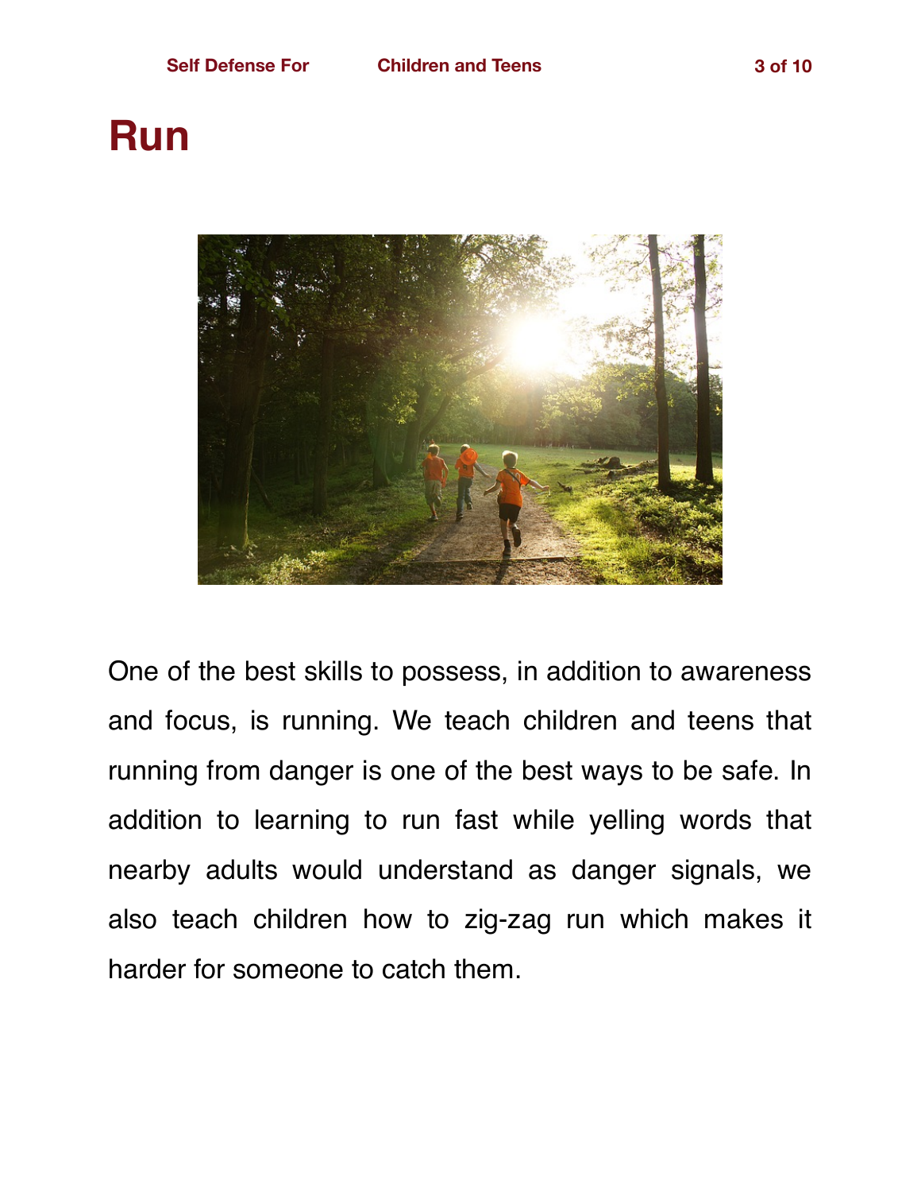# Run

One of the best skills to possess, in addition to awareness and focus, is running. We teach children and teens that running from danger is one of the best ways to be safe. In addition to learning to run fast while yelling words that nearby adults would understand as danger signals, we also teach children how to zig-zag run which makes it harder for someone to catch them.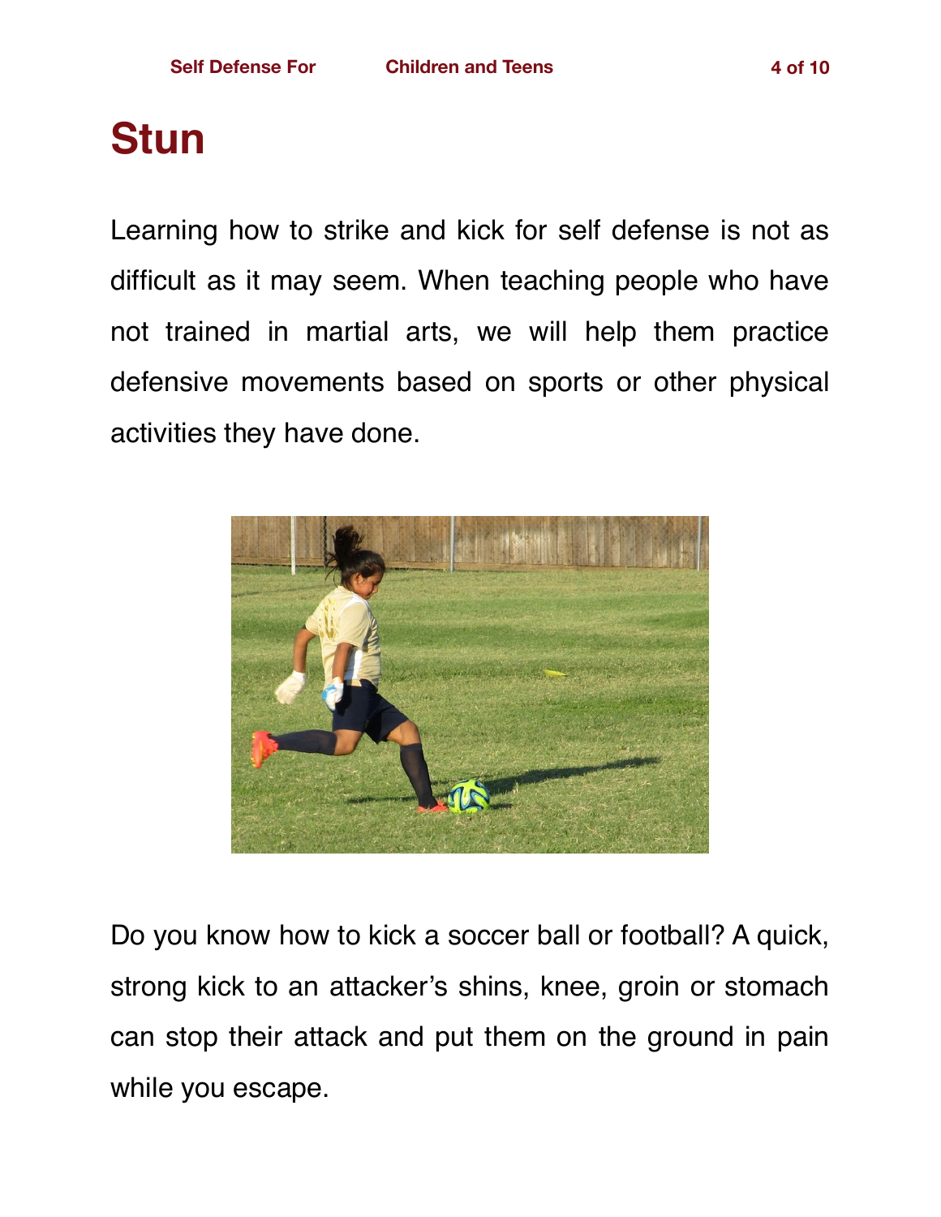# Stun

Learning how to strike and kick for self defense is not as difficult as it may seem. When teaching people who have not trained in martial arts, we will help them practice defensive movements based on sports or other physical activities they have done.

Do you know how to kick a soccer ball or football? A quick, strong kick to an attacker's shins, knee, groin or stomach can stop their attack and put them on the ground in pain while you escape.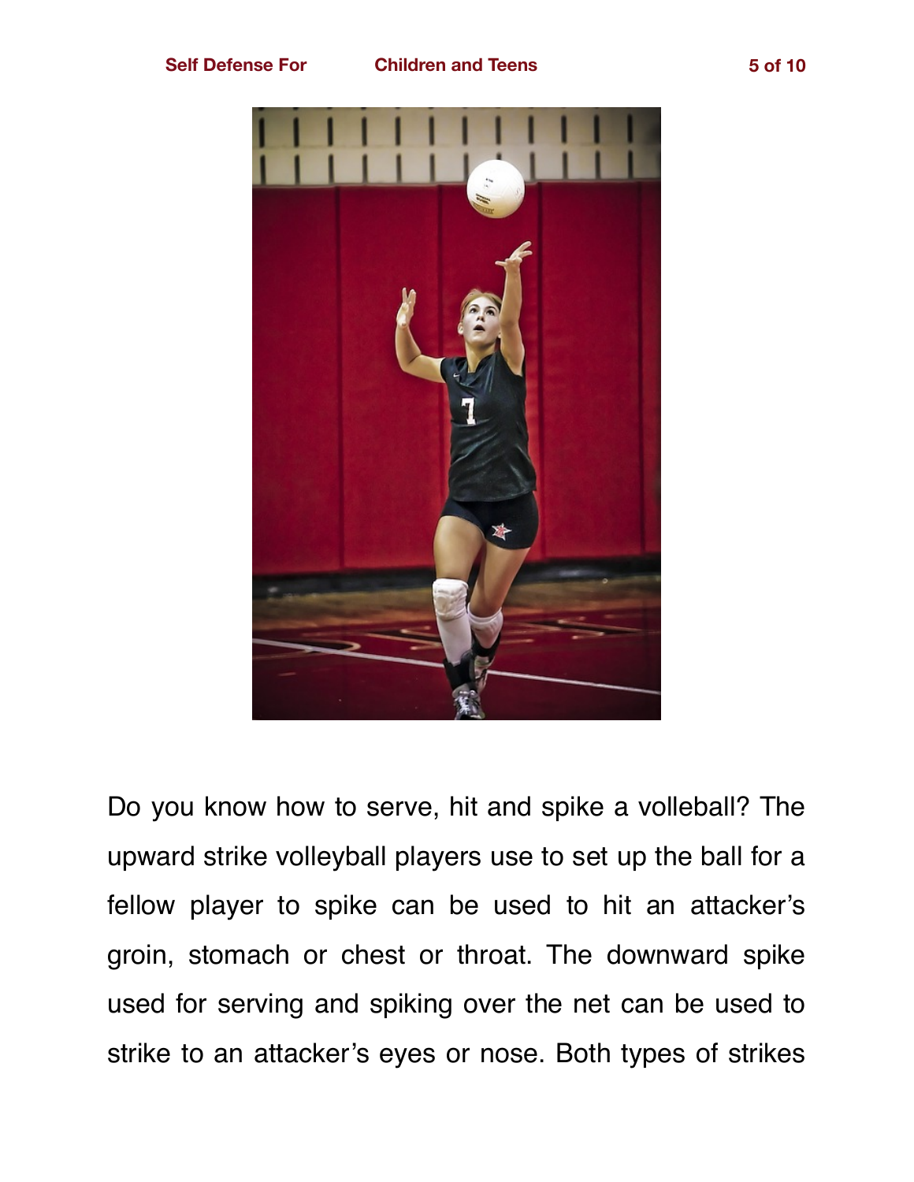Do you know how to serve, hit and spike a volleball? The upward strike volleyball players use to set up the ball for a fellow player to spike can be used to hit an attacker's groin, stomach or chest or throat. The downward spike used for serving and spiking over the net can be used to strike to an attacker's eyes or nose. Both types of strikes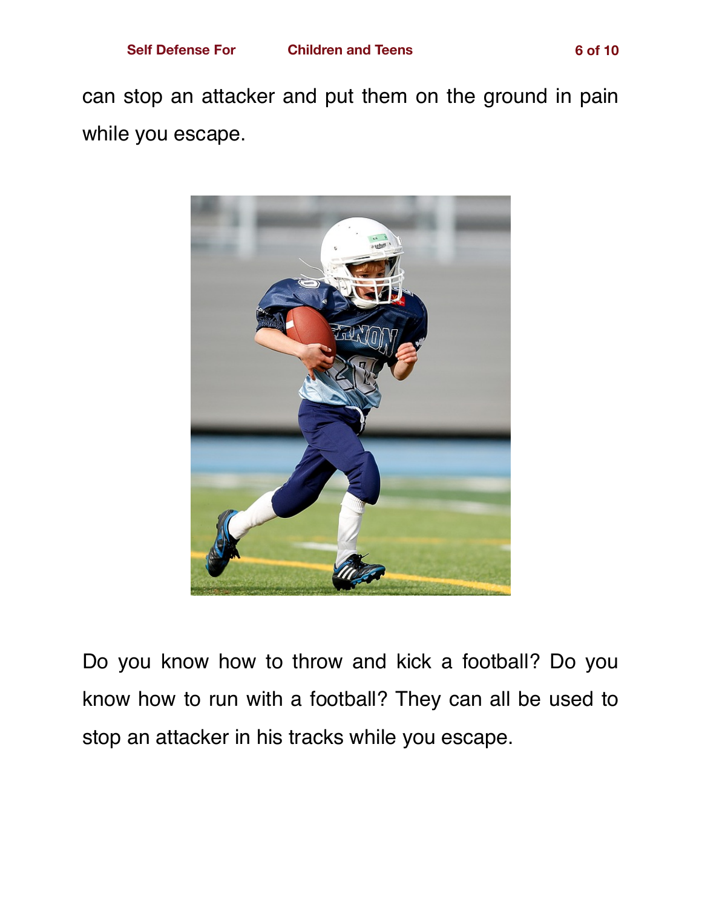can stop an attacker and put them on the ground in pain while you escape.

Do you know how to throw and kick a football? Do you know how to run with a football? They can all be used to stop an attacker in his tracks while you escape.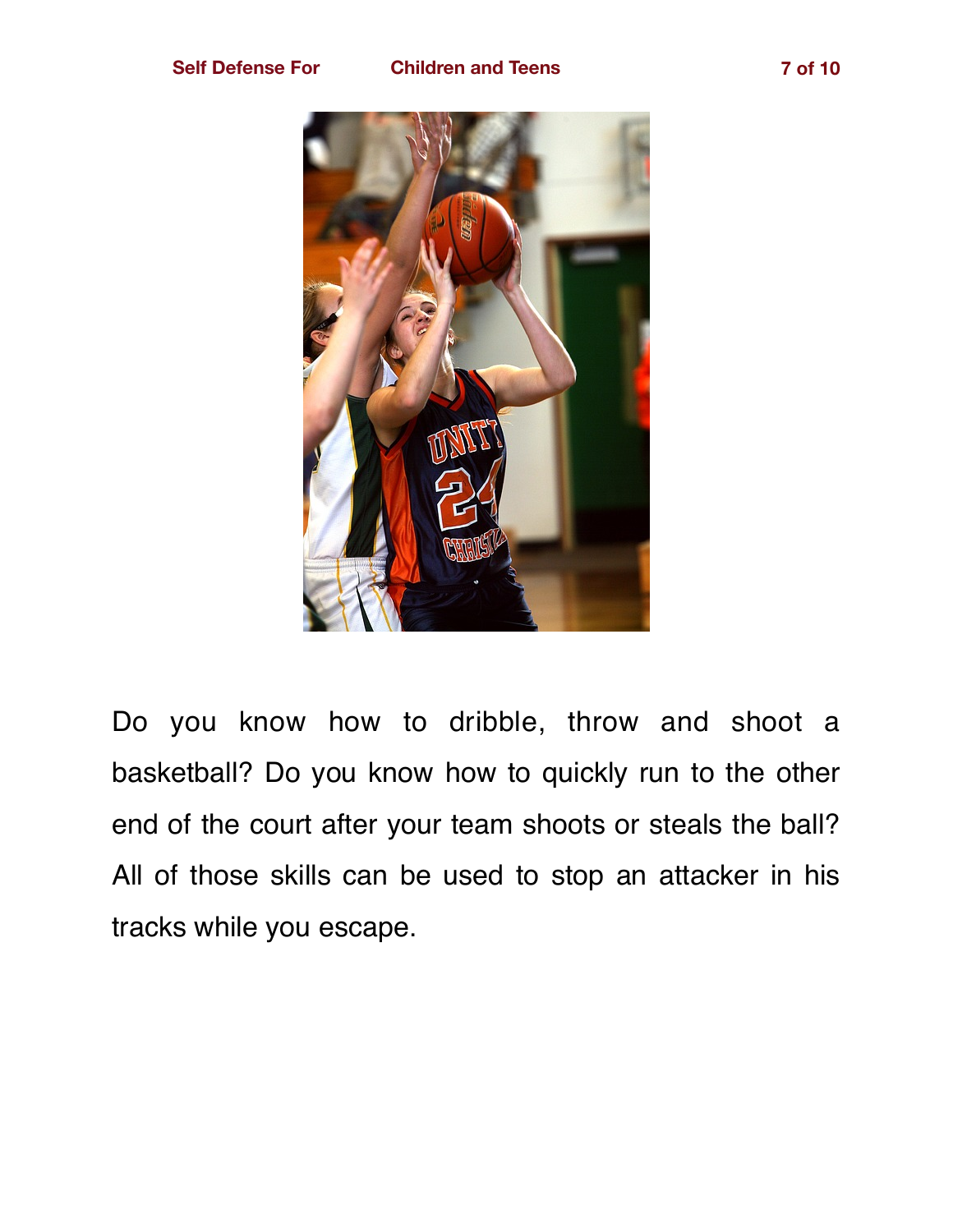Do you know how to dribble, throw and shoot a basketball? Do you know how to quickly run to the other end of the court after your team shoots or steals the ball? All of those skills can be used to stop an attacker in his tracks while you escape.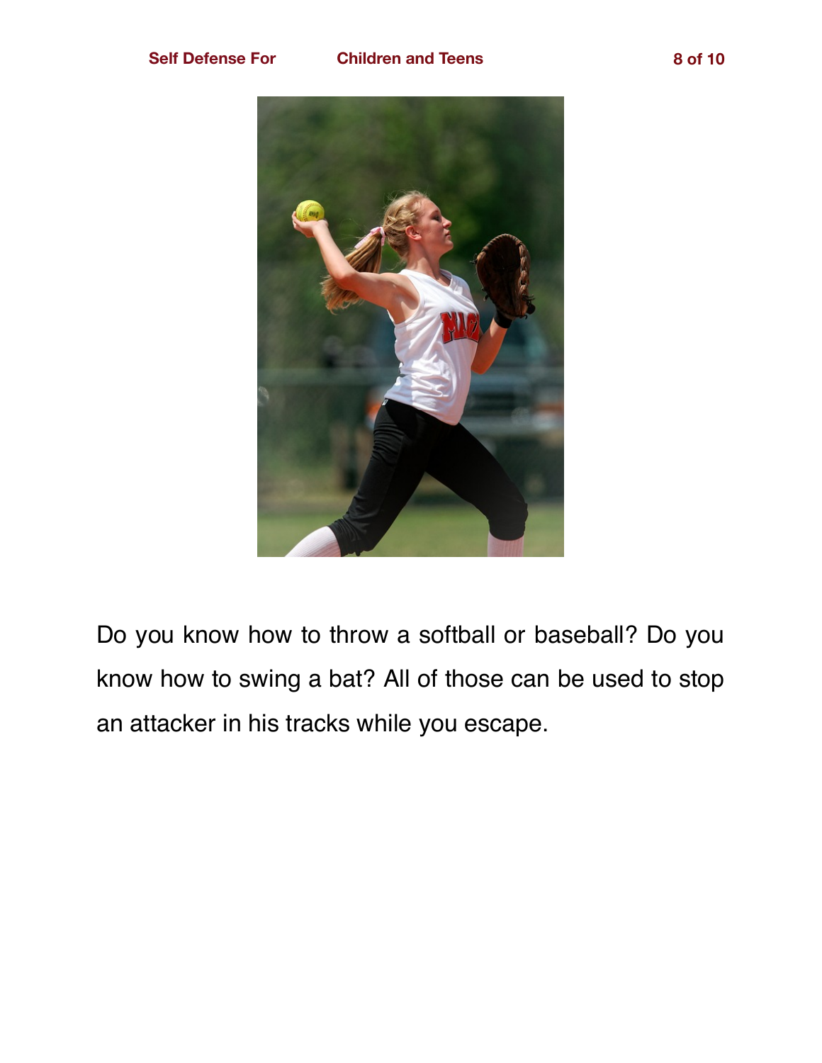Do you know how to throw a softball or baseball? Do you know how to swing a bat? All of those can be used to stop an attacker in his tracks while you escape.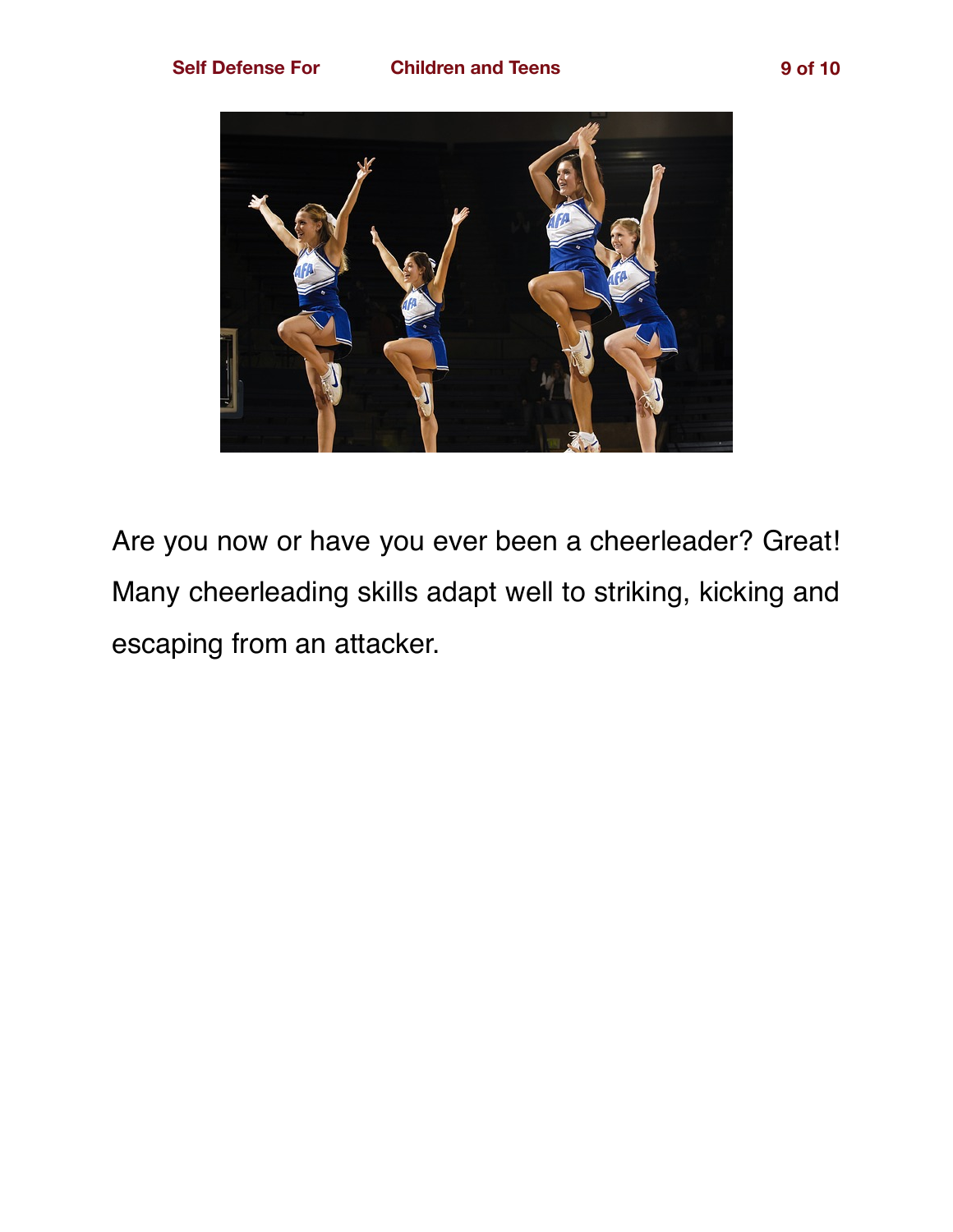Are you now or have you ever been a cheerleader? Great! Many cheerleading skills adapt well to striking, kicking and escaping from an attacker.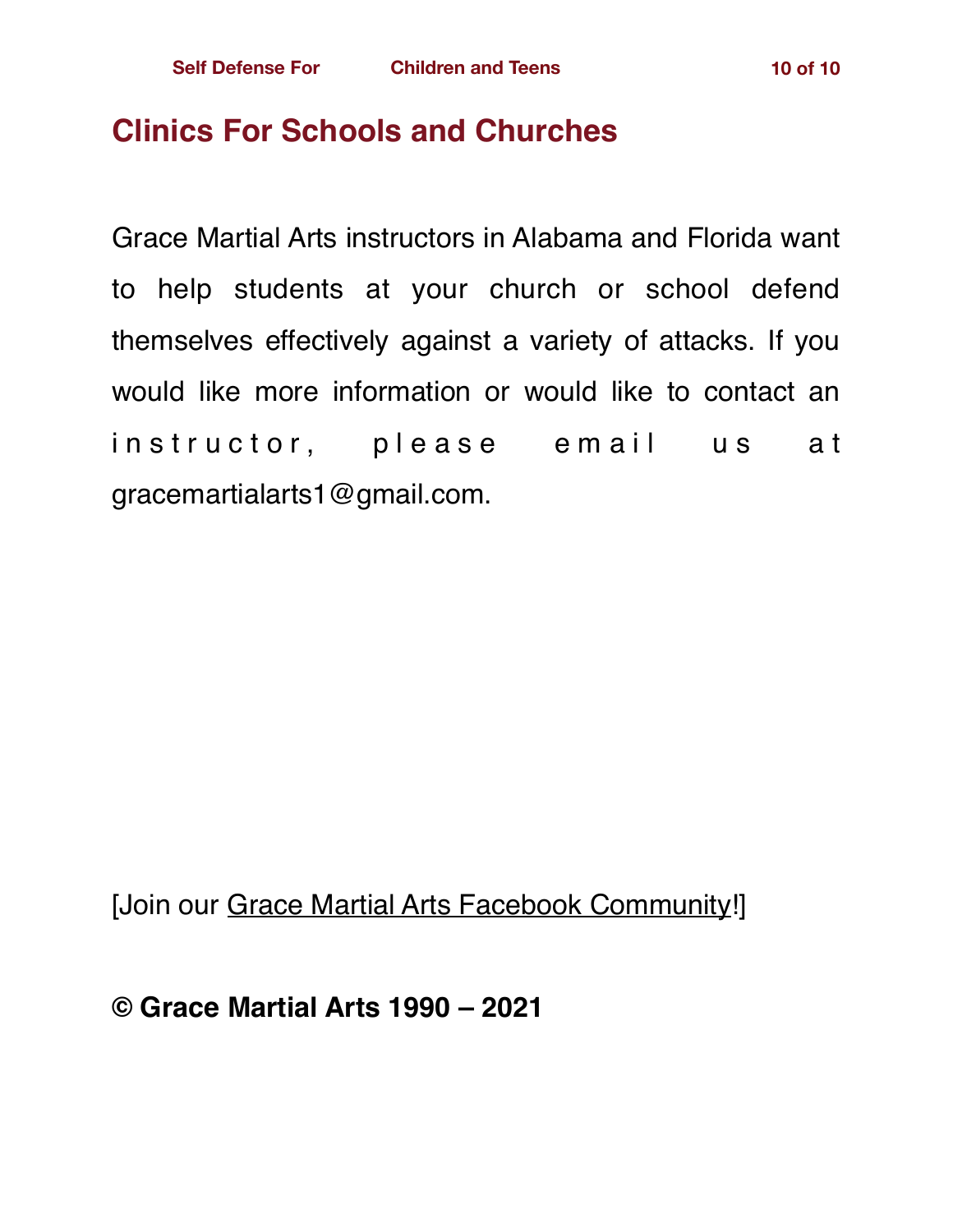## Clinics For Schools and Churches

Grace Martial Arts instructors in Alabama and Florida want to help students at your church or school defend themselves effectively against a variety of attacks. If you would like more information or would like to contact an instructor, please email us at gracemartialarts1@gmail.com.

[Join our Grace Martial Arts Facebook Community!]

**© Grace Martial Arts 1990 – 2021**